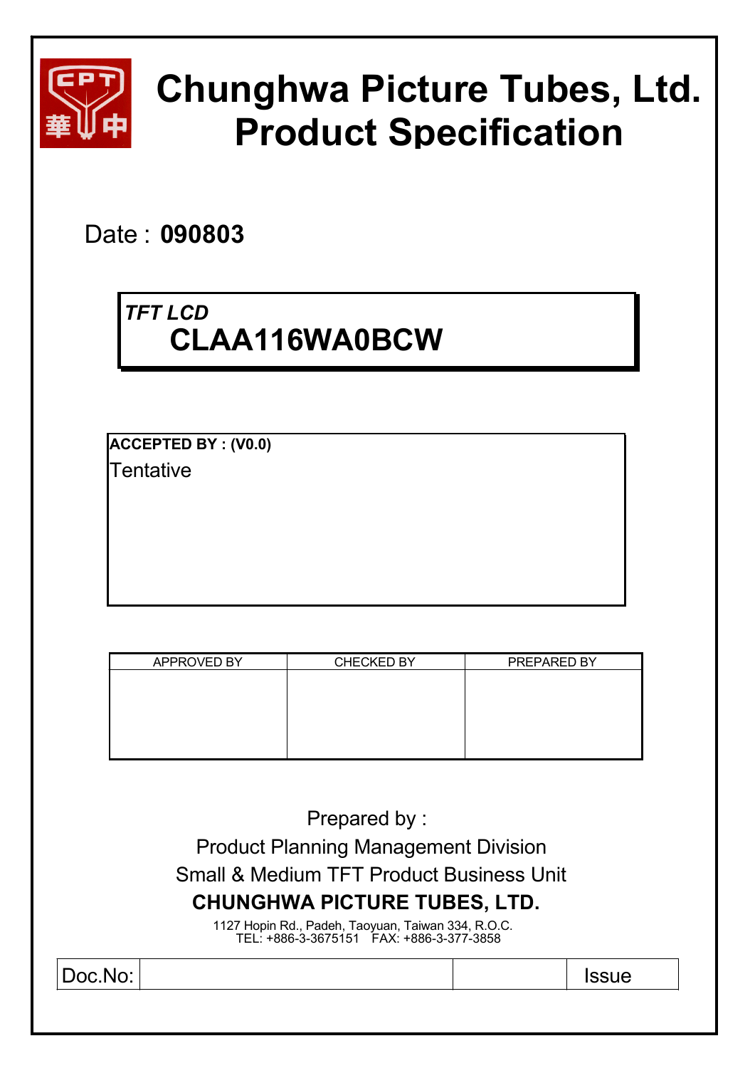# Chunghwa Picture Tubes, Ltd.
# Product Specification

Date : **090803**

*TFT LCD*
**CLAA116WA0BCW**

**ACCEPTED BY : (V0.0)**

Tentative

| APPROVED BY | CHECKED BY | PREPARED BY |
|---|---|---|
| | | |

Prepared by :

Product Planning Management Division

Small & Medium TFT Product Business Unit

**CHUNGHWA PICTURE TUBES, LTD.**

1127 Hopin Rd., Padeh, Taoyuan, Taiwan 334, R.O.C.
TEL: +886-3-3675151 FAX: +886-3-377-3858

| Doc.No: | | | Issue |
|---|---|---|---|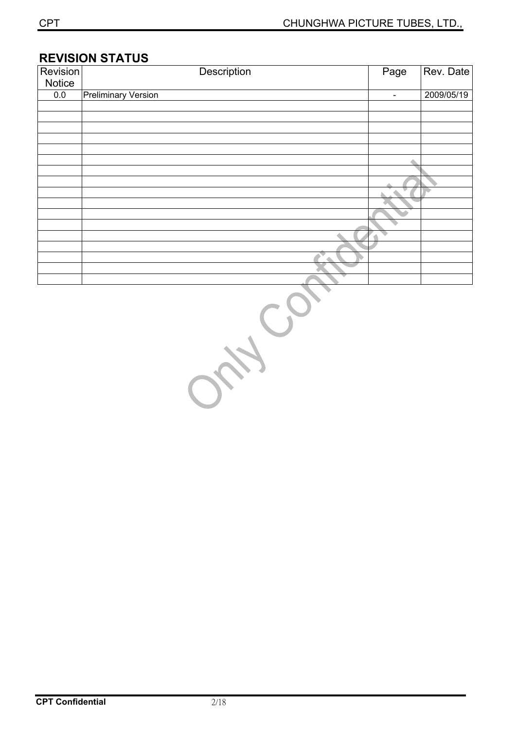## REVISION STATUS

| Revision Notice | Description | Page | Rev. Date |
|---|---|---|---|
| 0.0 | Preliminary Version | - | 2009/05/19 |
| | | | |
| | | | |
| | | | |
| | | | |
| | | | |
| | | | |
| | | | |
| | | | |
| | | | |
| | | | |
| | | | |
| | | | |
| | | | |
| | | | |
| | | | |
| | | | |
| | | | |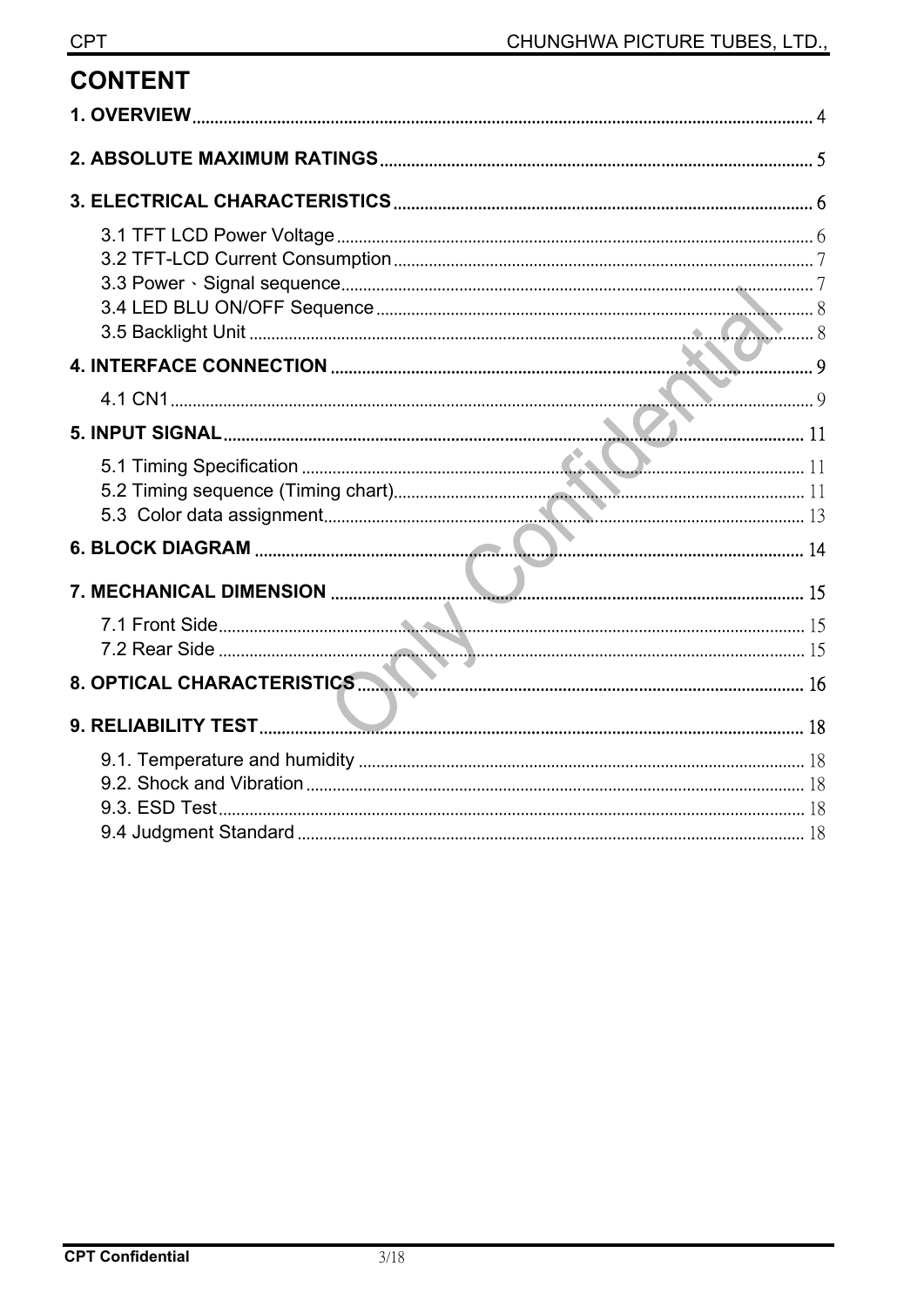# CONTENT

**1. OVERVIEW** ........ 4

**2. ABSOLUTE MAXIMUM RATINGS** ........ 5

**3. ELECTRICAL CHARACTERISTICS** ........ 6

- 3.1 TFT LCD Power Voltage ........ 6
- 3.2 TFT-LCD Current Consumption ........ 7
- 3.3 Power、Signal sequence ........ 7
- 3.4 LED BLU ON/OFF Sequence ........ 8
- 3.5 Backlight Unit ........ 8

**4. INTERFACE CONNECTION** ........ 9

- 4.1 CN1 ........ 9

**5. INPUT SIGNAL** ........ 11

- 5.1 Timing Specification ........ 11
- 5.2 Timing sequence (Timing chart) ........ 11
- 5.3 Color data assignment ........ 13

**6. BLOCK DIAGRAM** ........ 14

**7. MECHANICAL DIMENSION** ........ 15

- 7.1 Front Side ........ 15
- 7.2 Rear Side ........ 15

**8. OPTICAL CHARACTERISTICS** ........ 16

**9. RELIABILITY TEST** ........ 18

- 9.1. Temperature and humidity ........ 18
- 9.2. Shock and Vibration ........ 18
- 9.3. ESD Test ........ 18
- 9.4 Judgment Standard ........ 18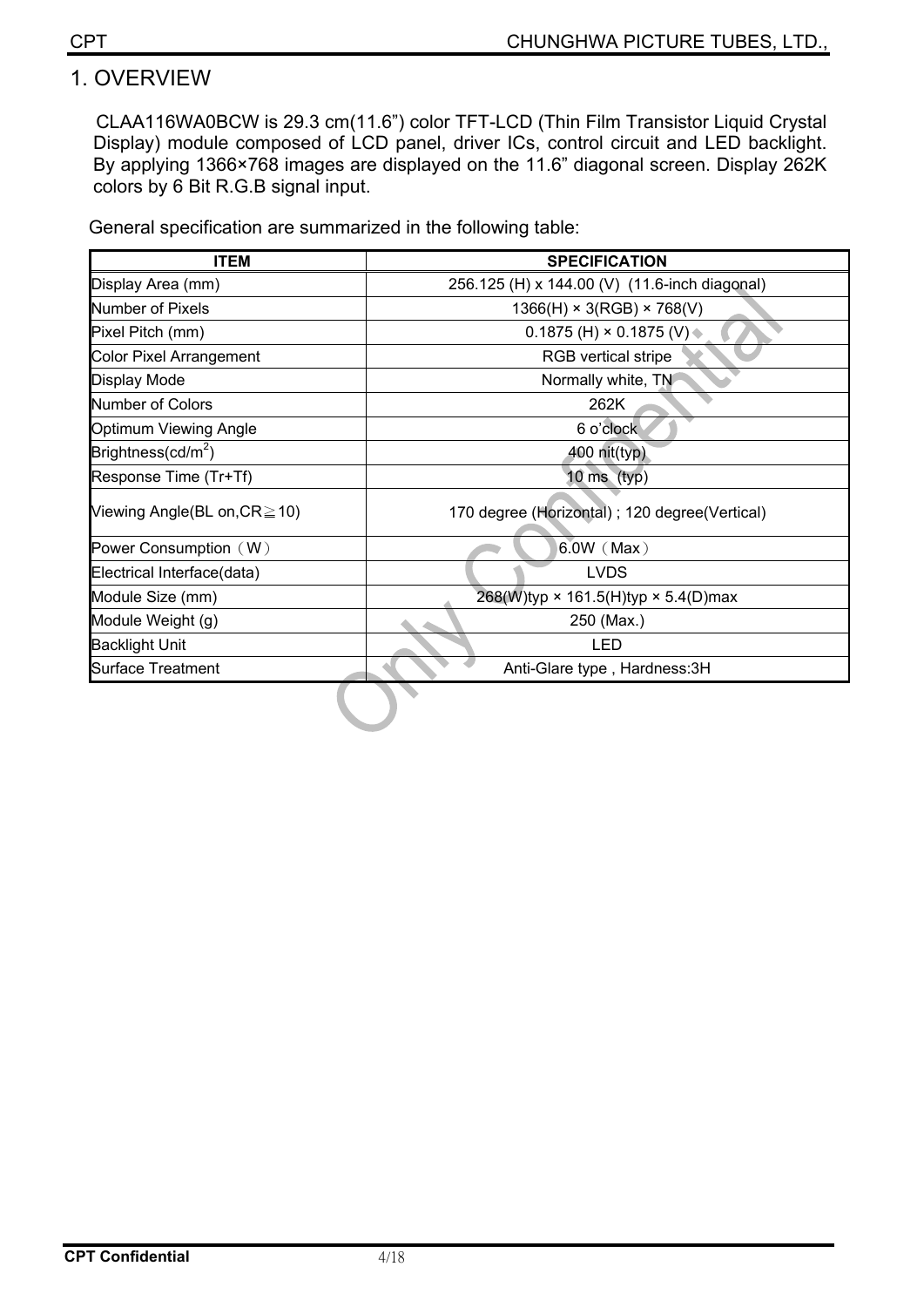# 1. OVERVIEW

CLAA116WA0BCW is 29.3 cm(11.6") color TFT-LCD (Thin Film Transistor Liquid Crystal Display) module composed of LCD panel, driver ICs, control circuit and LED backlight. By applying 1366×768 images are displayed on the 11.6" diagonal screen. Display 262K colors by 6 Bit R.G.B signal input.

General specification are summarized in the following table:

| ITEM | SPECIFICATION |
|---|---|
| Display Area (mm) | 256.125 (H) x 144.00 (V) (11.6-inch diagonal) |
| Number of Pixels | 1366(H) × 3(RGB) × 768(V) |
| Pixel Pitch (mm) | 0.1875 (H) × 0.1875 (V) |
| Color Pixel Arrangement | RGB vertical stripe |
| Display Mode | Normally white, TN |
| Number of Colors | 262K |
| Optimum Viewing Angle | 6 o'clock |
| Brightness(cd/m$^2$) | 400 nit(typ) |
| Response Time (Tr+Tf) | 10 ms (typ) |
| Viewing Angle(BL on,CR≧10) | 170 degree (Horizontal) ; 120 degree(Vertical) |
| Power Consumption（W） | 6.0W（Max） |
| Electrical Interface(data) | LVDS |
| Module Size (mm) | 268(W)typ × 161.5(H)typ × 5.4(D)max |
| Module Weight (g) | 250 (Max.) |
| Backlight Unit | LED |
| Surface Treatment | Anti-Glare type , Hardness:3H |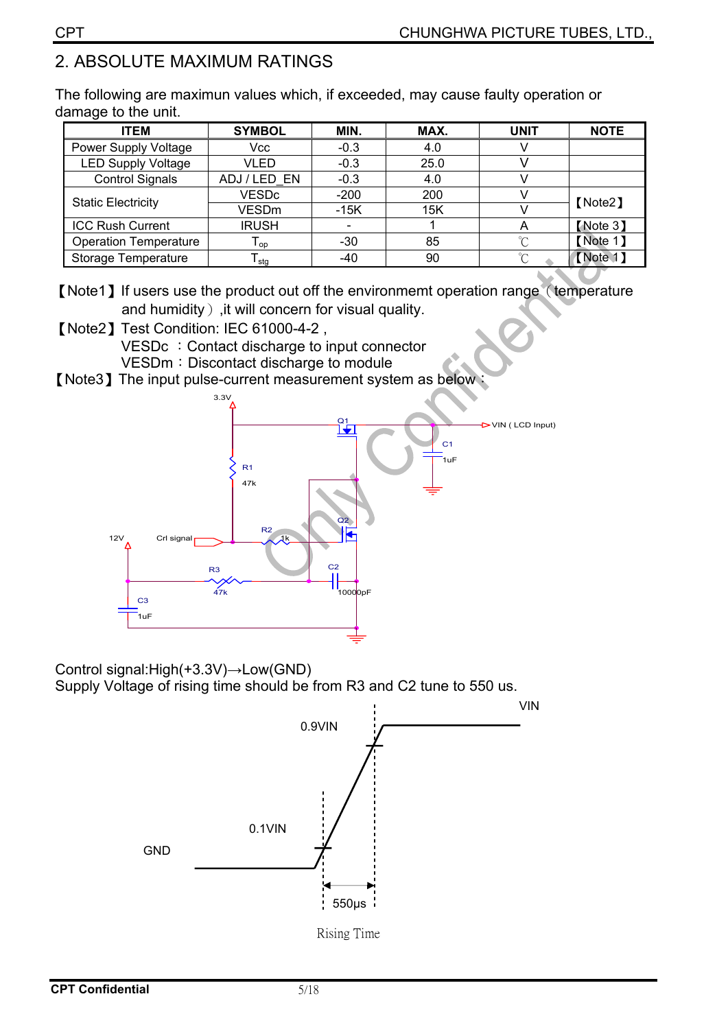## 2. ABSOLUTE MAXIMUM RATINGS

The following are maximun values which, if exceeded, may cause faulty operation or damage to the unit.

| ITEM | SYMBOL | MIN. | MAX. | UNIT | NOTE |
|---|---|---|---|---|---|
| Power Supply Voltage | Vcc | -0.3 | 4.0 | V | |
| LED Supply Voltage | VLED | -0.3 | 25.0 | V | |
| Control Signals | ADJ / LED_EN | -0.3 | 4.0 | V | |
| Static Electricity | VESDc | -200 | 200 | V | 【Note2】 |
| | VESDm | -15K | 15K | V | |
| ICC Rush Current | IRUSH | - | 1 | A | 【Note 3】 |
| Operation Temperature | $T_{op}$ | -30 | 85 | ℃ | 【Note 1】 |
| Storage Temperature | $T_{stg}$ | -40 | 90 | ℃ | 【Note 1】 |

【Note1】If users use the product out off the environmemt operation range（temperature and humidity）,it will concern for visual quality.

【Note2】Test Condition: IEC 61000-4-2 ,
VESDc ：Contact discharge to input connector
VESDm：Discontact discharge to module

【Note3】The input pulse-current measurement system as below：

3.3V, Q1, VIN ( LCD Input), C1 1uF, R1 47k, Q2, R2 1k, 12V, Crl signal, R3 47k, C2 10000pF, C3 1uF

Control signal:High(+3.3V)→Low(GND)
Supply Voltage of rising time should be from R3 and C2 tune to 550 us.

VIN, 0.9VIN, 0.1VIN, GND, 550μs

Rising Time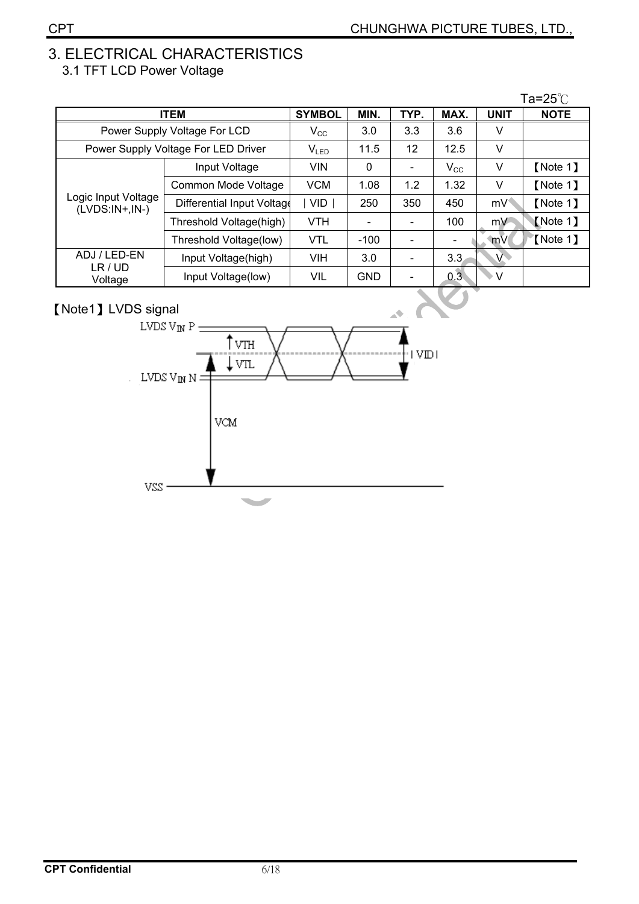# 3. ELECTRICAL CHARACTERISTICS

## 3.1 TFT LCD Power Voltage

Ta=25℃

| ITEM | | SYMBOL | MIN. | TYP. | MAX. | UNIT | NOTE |
|---|---|---|---|---|---|---|---|
| Power Supply Voltage For LCD | | $V_{CC}$ | 3.0 | 3.3 | 3.6 | V | |
| Power Supply Voltage For LED Driver | | $V_{LED}$ | 11.5 | 12 | 12.5 | V | |
| Logic Input Voltage (LVDS:IN+,IN-) | Input Voltage | VIN | 0 | - | $V_{CC}$ | V | 【Note 1】 |
| | Common Mode Voltage | VCM | 1.08 | 1.2 | 1.32 | V | 【Note 1】 |
| | Differential Input Voltage | ∣VID∣ | 250 | 350 | 450 | mV | 【Note 1】 |
| | Threshold Voltage(high) | VTH | - | - | 100 | mV | 【Note 1】 |
| | Threshold Voltage(low) | VTL | -100 | - | - | mV | 【Note 1】 |
| ADJ / LED-EN LR / UD Voltage | Input Voltage(high) | VIH | 3.0 | - | 3.3 | V | |
| | Input Voltage(low) | VIL | GND | - | 0.3 | V | |

【Note1】LVDS signal

LVDS $V_{IN}$ P

VTH

VTL

|VID|

LVDS $V_{IN}$ N

VCM

VSS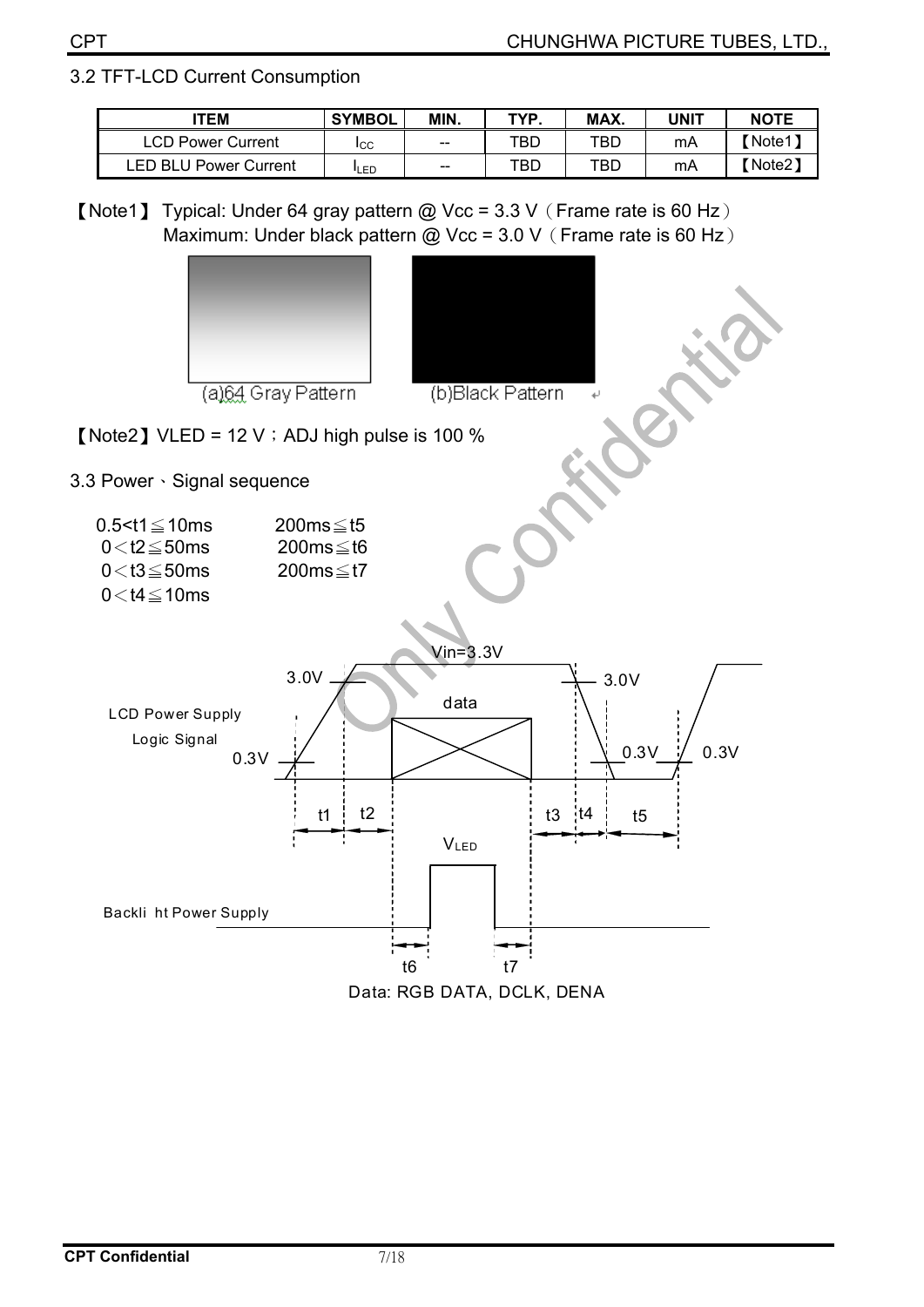### 3.2 TFT-LCD Current Consumption

| ITEM | SYMBOL | MIN. | TYP. | MAX. | UNIT | NOTE |
|---|---|---|---|---|---|---|
| LCD Power Current | $I_{CC}$ | -- | TBD | TBD | mA | 【Note1】 |
| LED BLU Power Current | $I_{LED}$ | -- | TBD | TBD | mA | 【Note2】 |

【Note1】 Typical: Under 64 gray pattern @ Vcc = 3.3 V（Frame rate is 60 Hz）
Maximum: Under black pattern @ Vcc = 3.0 V（Frame rate is 60 Hz）

(a)64 Gray Pattern (b)Black Pattern

【Note2】VLED = 12 V；ADJ high pulse is 100 %

### 3.3 Power、Signal sequence

0.5<t1≦10ms 200ms≦t5
0＜t2≦50ms 200ms≦t6
0＜t3≦50ms 200ms≦t7
0＜t4≦10ms

Vin=3.3V, 3.0V, 0.3V, data, LCD Power Supply Logic Signal, t1, t2, t3, t4, t5, $V_{LED}$, Backlight Power Supply, t6, t7

Data: RGB DATA, DCLK, DENA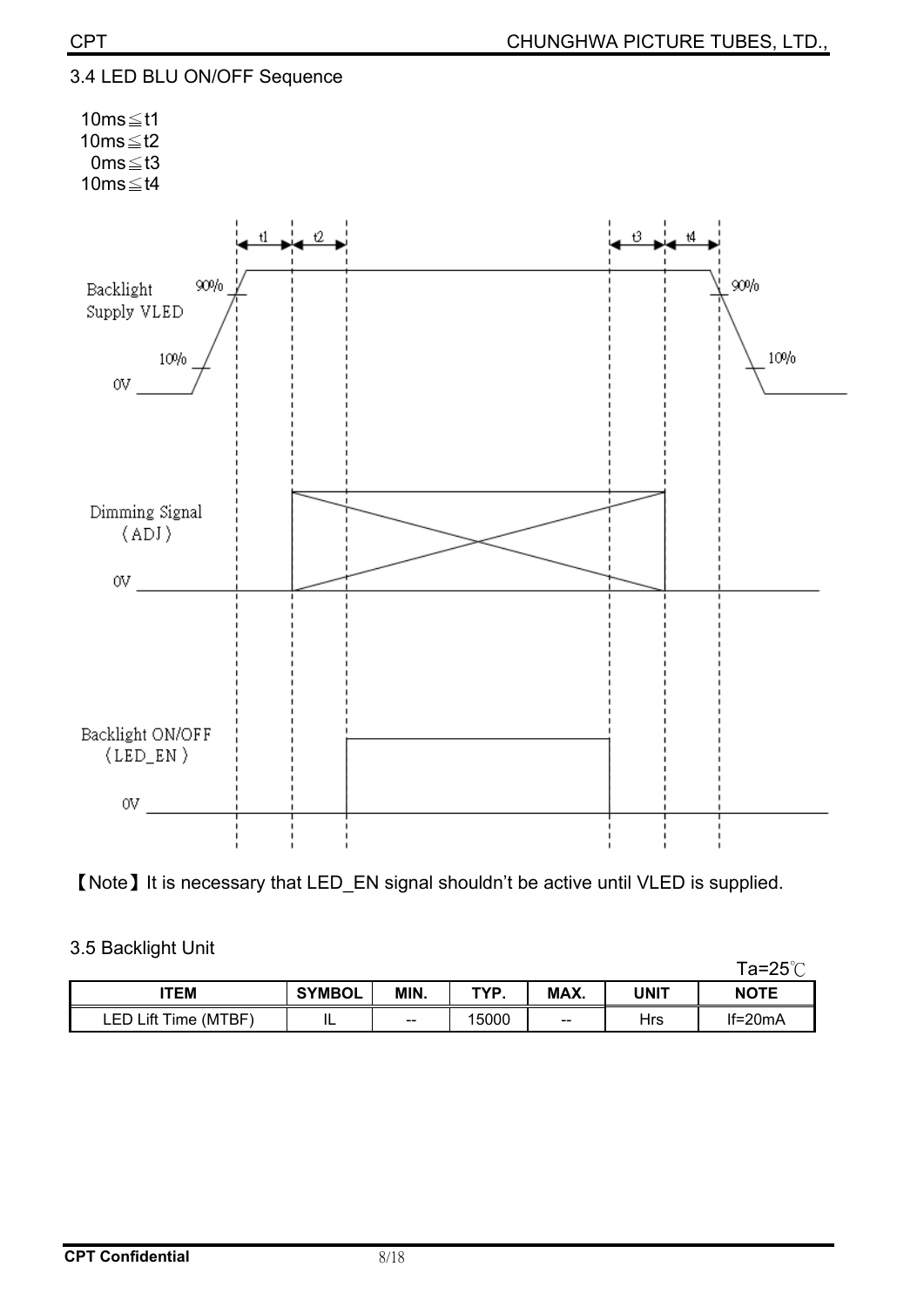### 3.4 LED BLU ON/OFF Sequence

10ms≦t1
10ms≦t2
0ms≦t3
10ms≦t4

【Note】It is necessary that LED_EN signal shouldn't be active until VLED is supplied.

### 3.5 Backlight Unit

Ta=25℃

| ITEM | SYMBOL | MIN. | TYP. | MAX. | UNIT | NOTE |
|---|---|---|---|---|---|---|
| LED Lift Time (MTBF) | IL | -- | 15000 | -- | Hrs | If=20mA |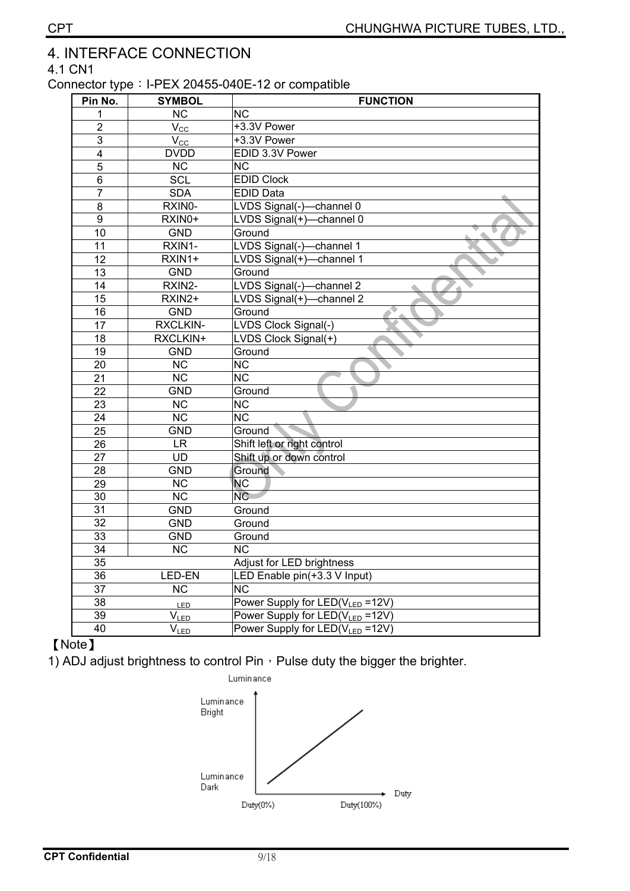# 4. INTERFACE CONNECTION

## 4.1 CN1

Connector type：I-PEX 20455-040E-12 or compatible

| Pin No. | SYMBOL | FUNCTION |
|---|---|---|
| 1 | NC | NC |
| 2 | $V_{CC}$ | +3.3V Power |
| 3 | $V_{CC}$ | +3.3V Power |
| 4 | DVDD | EDID 3.3V Power |
| 5 | NC | NC |
| 6 | SCL | EDID Clock |
| 7 | SDA | EDID Data |
| 8 | RXIN0- | LVDS Signal(-)—channel 0 |
| 9 | RXIN0+ | LVDS Signal(+)—channel 0 |
| 10 | GND | Ground |
| 11 | RXIN1- | LVDS Signal(-)—channel 1 |
| 12 | RXIN1+ | LVDS Signal(+)—channel 1 |
| 13 | GND | Ground |
| 14 | RXIN2- | LVDS Signal(-)—channel 2 |
| 15 | RXIN2+ | LVDS Signal(+)—channel 2 |
| 16 | GND | Ground |
| 17 | RXCLKIN- | LVDS Clock Signal(-) |
| 18 | RXCLKIN+ | LVDS Clock Signal(+) |
| 19 | GND | Ground |
| 20 | NC | NC |
| 21 | NC | NC |
| 22 | GND | Ground |
| 23 | NC | NC |
| 24 | NC | NC |
| 25 | GND | Ground |
| 26 | LR | Shift left or right control |
| 27 | UD | Shift up or down control |
| 28 | GND | Ground |
| 29 | NC | NC |
| 30 | NC | NC |
| 31 | GND | Ground |
| 32 | GND | Ground |
| 33 | GND | Ground |
| 34 | NC | NC |
| 35 | | Adjust for LED brightness |
| 36 | LED-EN | LED Enable pin(+3.3 V Input) |
| 37 | NC | NC |
| 38 | $_{LED}$ | Power Supply for LED($V_{LED}$ =12V) |
| 39 | $V_{LED}$ | Power Supply for LED($V_{LED}$ =12V) |
| 40 | $V_{LED}$ | Power Supply for LED($V_{LED}$ =12V) |

【Note】

1) ADJ adjust brightness to control Pin，Pulse duty the bigger the brighter.

Luminance

Luminance Bright

Luminance Dark

Duty

Duty(0%) Duty(100%)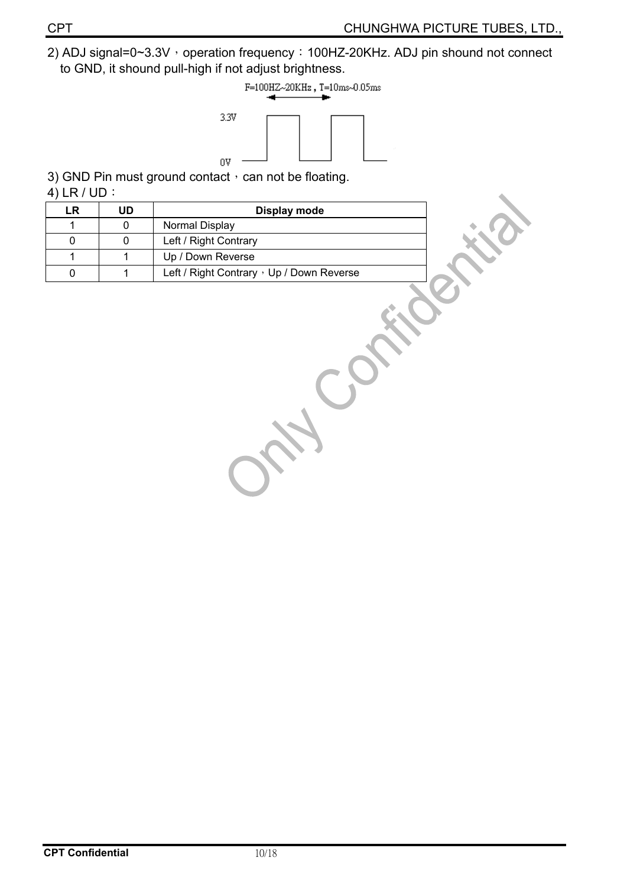2) ADJ signal=0~3.3V，operation frequency：100HZ-20KHz. ADJ pin shound not connect to GND, it shound pull-high if not adjust brightness.

F=100HZ~20KHz , T=10ms~0.05ms

3.3V

0V

3) GND Pin must ground contact，can not be floating.

4) LR / UD：

| LR | UD | Display mode |
|---|---|---|
| 1 | 0 | Normal Display |
| 0 | 0 | Left / Right Contrary |
| 1 | 1 | Up / Down Reverse |
| 0 | 1 | Left / Right Contrary，Up / Down Reverse |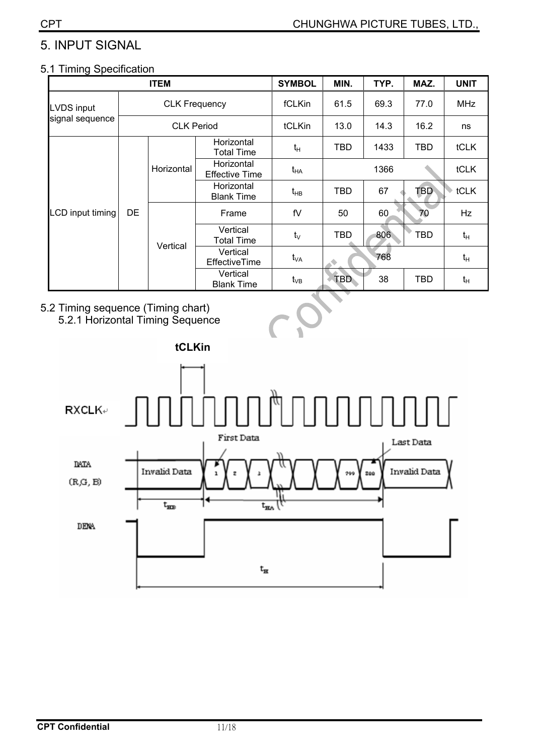# 5. INPUT SIGNAL

## 5.1 Timing Specification

| ITEM | | | | SYMBOL | MIN. | TYP. | MAZ. | UNIT |
|---|---|---|---|---|---|---|---|---|
| LVDS input signal sequence | CLK Frequency | | | fCLKin | 61.5 | 69.3 | 77.0 | MHz |
| | CLK Period | | | tCLKin | 13.0 | 14.3 | 16.2 | ns |
| LCD input timing | DE | Horizontal | Horizontal Total Time | $t_H$ | TBD | 1433 | TBD | tCLK |
| | | | Horizontal Effective Time | $t_{HA}$ | | 1366 | | tCLK |
| | | | Horizontal Blank Time | $t_{HB}$ | TBD | 67 | TBD | tCLK |
| | | Vertical | Frame | fV | 50 | 60 | 70 | Hz |
| | | | Vertical Total Time | $t_V$ | TBD | 806 | TBD | $t_H$ |
| | | | Vertical EffectiveTime | $t_{VA}$ | | 768 | | $t_H$ |
| | | | Vertical Blank Time | $t_{VB}$ | TBD | 38 | TBD | $t_H$ |

## 5.2 Timing sequence (Timing chart)

### 5.2.1 Horizontal Timing Sequence

tCLKin

RXCLK

First Data

Last Data

DATA (R,G, B)

Invalid Data | 1 | 2 | 3 | 799 | 800 | Invalid Data

$t_{HB}$ $t_{HA}$

DENA

$t_H$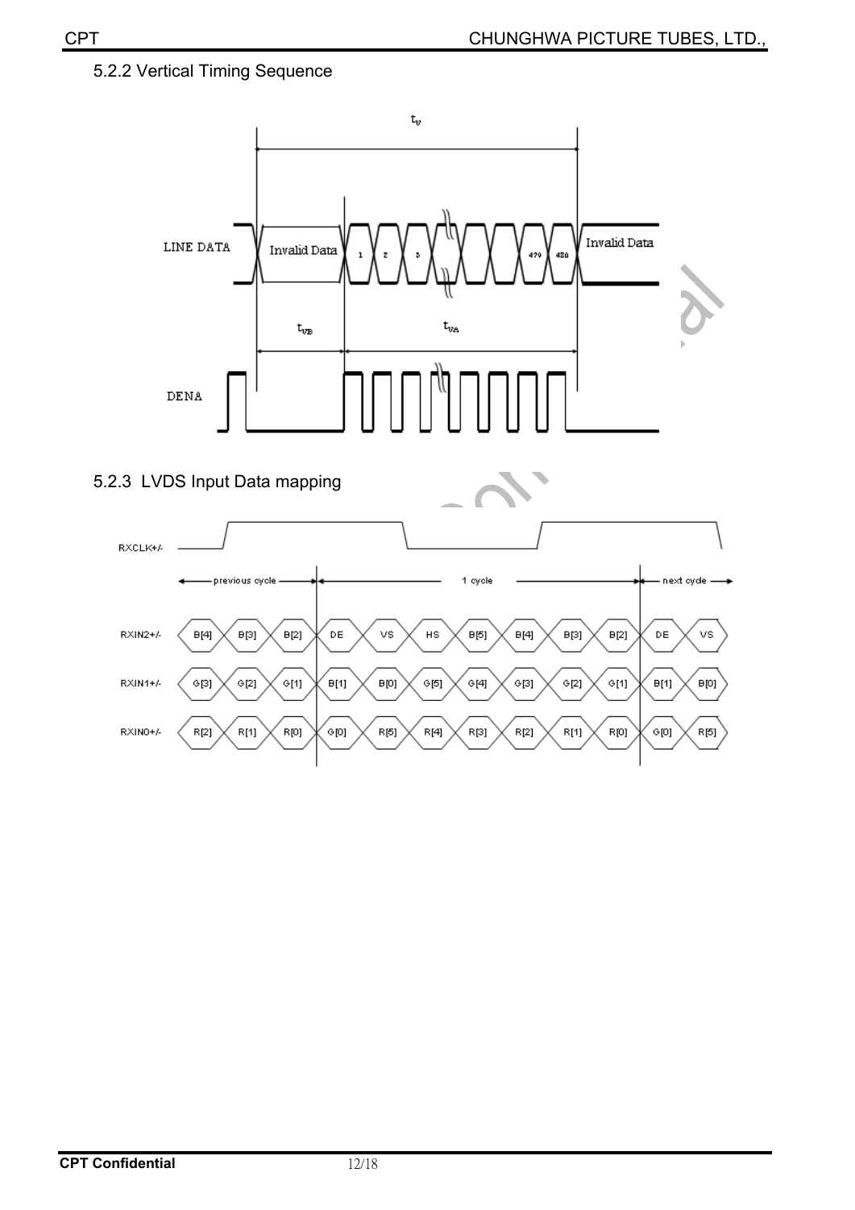### 5.2.2 Vertical Timing Sequence

### 5.2.3 LVDS Input Data mapping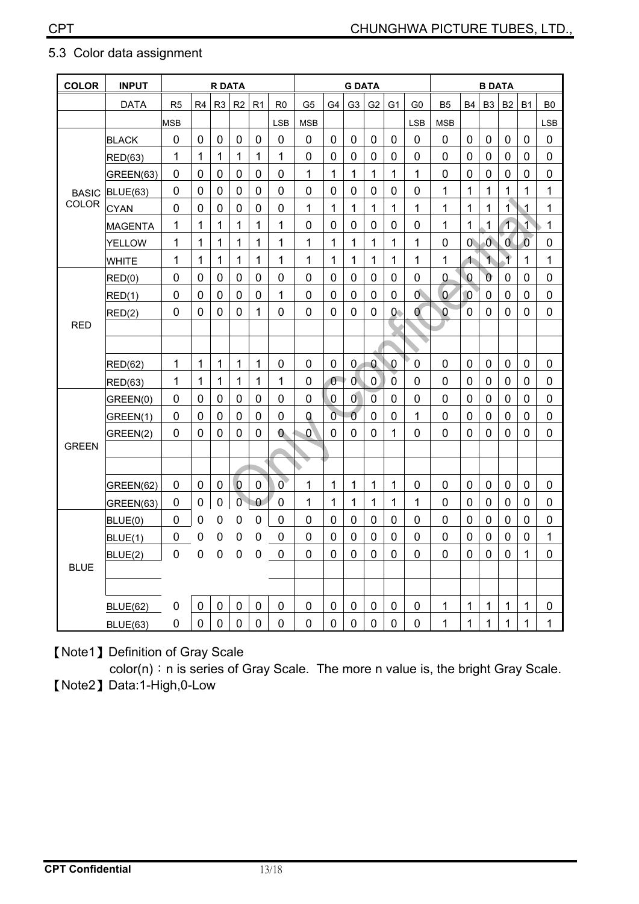## 5.3 Color data assignment

| COLOR | INPUT | R DATA | | | | | | G DATA | | | | | | B DATA | | | | | |
|---|---|---|---|---|---|---|---|---|---|---|---|---|---|---|---|---|---|---|---|
| | DATA | R5 | R4 | R3 | R2 | R1 | R0 | G5 | G4 | G3 | G2 | G1 | G0 | B5 | B4 | B3 | B2 | B1 | B0 |
| | | MSB | | | | | LSB | MSB | | | | | LSB | MSB | | | | | LSB |
| BASIC COLOR | BLACK | 0 | 0 | 0 | 0 | 0 | 0 | 0 | 0 | 0 | 0 | 0 | 0 | 0 | 0 | 0 | 0 | 0 | 0 |
| | RED(63) | 1 | 1 | 1 | 1 | 1 | 1 | 0 | 0 | 0 | 0 | 0 | 0 | 0 | 0 | 0 | 0 | 0 | 0 |
| | GREEN(63) | 0 | 0 | 0 | 0 | 0 | 0 | 1 | 1 | 1 | 1 | 1 | 1 | 0 | 0 | 0 | 0 | 0 | 0 |
| | BLUE(63) | 0 | 0 | 0 | 0 | 0 | 0 | 0 | 0 | 0 | 0 | 0 | 0 | 1 | 1 | 1 | 1 | 1 | 1 |
| | CYAN | 0 | 0 | 0 | 0 | 0 | 0 | 1 | 1 | 1 | 1 | 1 | 1 | 1 | 1 | 1 | 1 | 1 | 1 |
| | MAGENTA | 1 | 1 | 1 | 1 | 1 | 1 | 0 | 0 | 0 | 0 | 0 | 0 | 1 | 1 | 1 | 1 | 1 | 1 |
| | YELLOW | 1 | 1 | 1 | 1 | 1 | 1 | 1 | 1 | 1 | 1 | 1 | 1 | 0 | 0 | 0 | 0 | 0 | 0 |
| | WHITE | 1 | 1 | 1 | 1 | 1 | 1 | 1 | 1 | 1 | 1 | 1 | 1 | 1 | 1 | 1 | 1 | 1 | 1 |
| RED | RED(0) | 0 | 0 | 0 | 0 | 0 | 0 | 0 | 0 | 0 | 0 | 0 | 0 | 0 | 0 | 0 | 0 | 0 | 0 |
| | RED(1) | 0 | 0 | 0 | 0 | 0 | 1 | 0 | 0 | 0 | 0 | 0 | 0 | 0 | 0 | 0 | 0 | 0 | 0 |
| | RED(2) | 0 | 0 | 0 | 0 | 1 | 0 | 0 | 0 | 0 | 0 | 0 | 0 | 0 | 0 | 0 | 0 | 0 | 0 |
| | | | | | | | | | | | | | | | | | | | |
| | | | | | | | | | | | | | | | | | | | |
| | RED(62) | 1 | 1 | 1 | 1 | 1 | 0 | 0 | 0 | 0 | 0 | 0 | 0 | 0 | 0 | 0 | 0 | 0 | 0 |
| | RED(63) | 1 | 1 | 1 | 1 | 1 | 1 | 0 | 0 | 0 | 0 | 0 | 0 | 0 | 0 | 0 | 0 | 0 | 0 |
| GREEN | GREEN(0) | 0 | 0 | 0 | 0 | 0 | 0 | 0 | 0 | 0 | 0 | 0 | 0 | 0 | 0 | 0 | 0 | 0 | 0 |
| | GREEN(1) | 0 | 0 | 0 | 0 | 0 | 0 | 0 | 0 | 0 | 0 | 0 | 1 | 0 | 0 | 0 | 0 | 0 | 0 |
| | GREEN(2) | 0 | 0 | 0 | 0 | 0 | 0 | 0 | 0 | 0 | 0 | 1 | 0 | 0 | 0 | 0 | 0 | 0 | 0 |
| | | | | | | | | | | | | | | | | | | | |
| | | | | | | | | | | | | | | | | | | | |
| | GREEN(62) | 0 | 0 | 0 | 0 | 0 | 0 | 1 | 1 | 1 | 1 | 1 | 0 | 0 | 0 | 0 | 0 | 0 | 0 |
| | GREEN(63) | 0 | 0 | 0 | 0 | 0 | 0 | 1 | 1 | 1 | 1 | 1 | 1 | 0 | 0 | 0 | 0 | 0 | 0 |
| BLUE | BLUE(0) | 0 | 0 | 0 | 0 | 0 | 0 | 0 | 0 | 0 | 0 | 0 | 0 | 0 | 0 | 0 | 0 | 0 | 0 |
| | BLUE(1) | 0 | 0 | 0 | 0 | 0 | 0 | 0 | 0 | 0 | 0 | 0 | 0 | 0 | 0 | 0 | 0 | 0 | 1 |
| | BLUE(2) | 0 | 0 | 0 | 0 | 0 | 0 | 0 | 0 | 0 | 0 | 0 | 0 | 0 | 0 | 0 | 0 | 1 | 0 |
| | | | | | | | | | | | | | | | | | | | |
| | | | | | | | | | | | | | | | | | | | |
| | BLUE(62) | 0 | 0 | 0 | 0 | 0 | 0 | 0 | 0 | 0 | 0 | 0 | 0 | 1 | 1 | 1 | 1 | 1 | 0 |
| | BLUE(63) | 0 | 0 | 0 | 0 | 0 | 0 | 0 | 0 | 0 | 0 | 0 | 0 | 1 | 1 | 1 | 1 | 1 | 1 |

【Note1】Definition of Gray Scale
color(n)：n is series of Gray Scale. The more n value is, the bright Gray Scale.

【Note2】Data:1-High,0-Low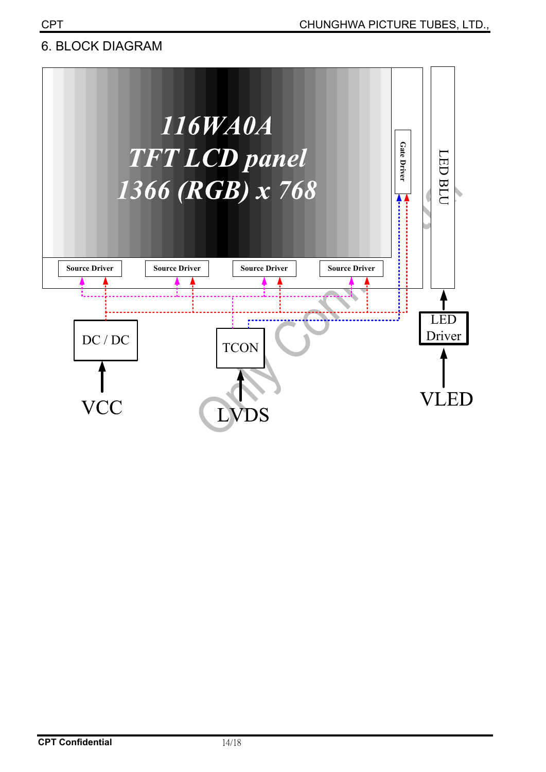## 6. BLOCK DIAGRAM

116WA0A
TFT LCD panel
1366 (RGB) x 768

Gate Driver

LED BLU

Source Driver

Source Driver

Source Driver

Source Driver

DC / DC

TCON

LED Driver

VCC

LVDS

VLED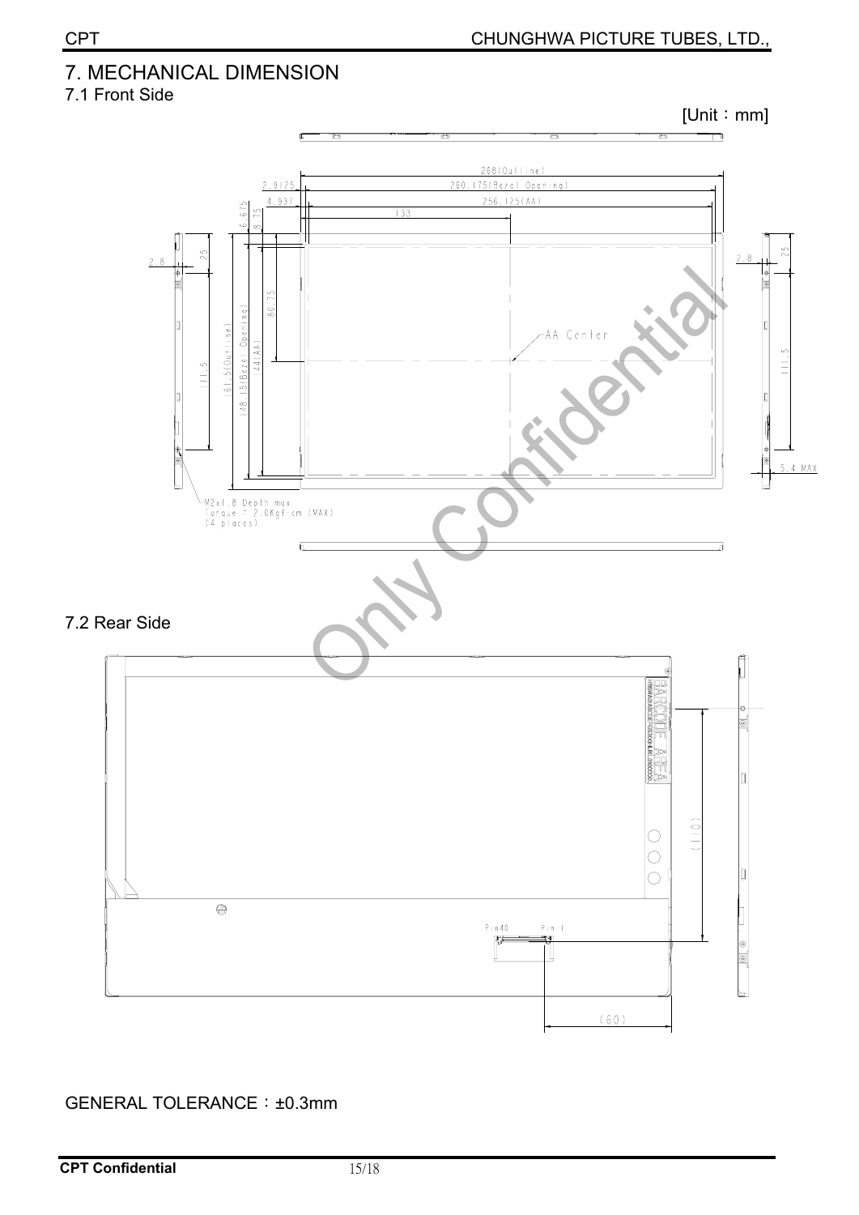# 7. MECHANICAL DIMENSION

## 7.1 Front Side

[Unit：mm]

## 7.2 Rear Side

GENERAL TOLERANCE：±0.3mm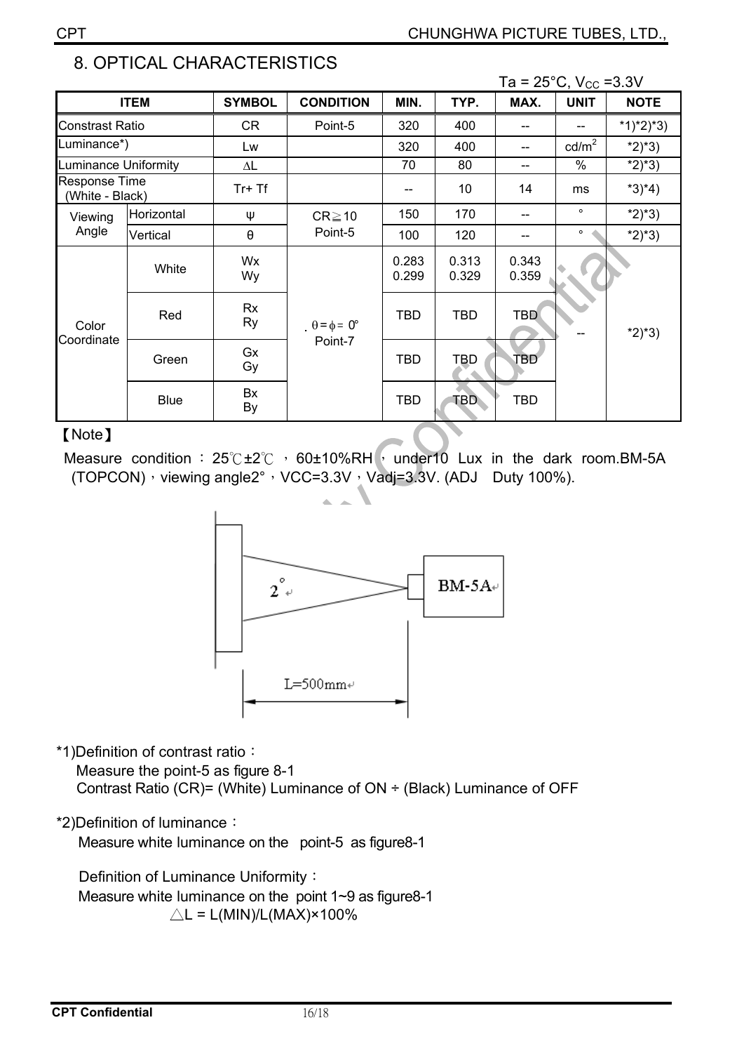## 8. OPTICAL CHARACTERISTICS

Ta = 25°C, $V_{CC}$ =3.3V

| ITEM | | SYMBOL | CONDITION | MIN. | TYP. | MAX. | UNIT | NOTE |
|---|---|---|---|---|---|---|---|---|
| Constrast Ratio | | CR | Point-5 | 320 | 400 | -- | -- | *1)*2)*3) |
| Luminance*) | | Lw | | 320 | 400 | -- | cd/m$^2$ | *2)*3) |
| Luminance Uniformity | | ΔL | | 70 | 80 | -- | % | *2)*3) |
| Response Time (White - Black) | | Tr+ Tf | | -- | 10 | 14 | ms | *3)*4) |
| Viewing Angle | Horizontal | ψ | CR≧10 Point-5 | 150 | 170 | -- | ° | *2)*3) |
| | Vertical | θ | | 100 | 120 | -- | ° | *2)*3) |
| Color Coordinate | White | Wx Wy | θ = φ = 0° Point-7 | 0.283 0.299 | 0.313 0.329 | 0.343 0.359 | -- | *2)*3) |
| | Red | Rx Ry | | TBD | TBD | TBD | | |
| | Green | Gx Gy | | TBD | TBD | TBD | | |
| | Blue | Bx By | | TBD | TBD | TBD | | |

【Note】

Measure condition：25℃±2℃，60±10%RH，under10 Lux in the dark room.BM-5A (TOPCON)，viewing angle2°，VCC=3.3V，Vadj=3.3V. (ADJ Duty 100%).

2°

BM-5A

L=500mm

*1)Definition of contrast ratio：

Measure the point-5 as figure 8-1

Contrast Ratio (CR)= (White) Luminance of ON ÷ (Black) Luminance of OFF

*2)Definition of luminance：

Measure white luminance on the point-5 as figure8-1

Definition of Luminance Uniformity：

Measure white luminance on the point 1~9 as figure8-1

$\triangle L = L(MIN)/L(MAX) \times 100\%$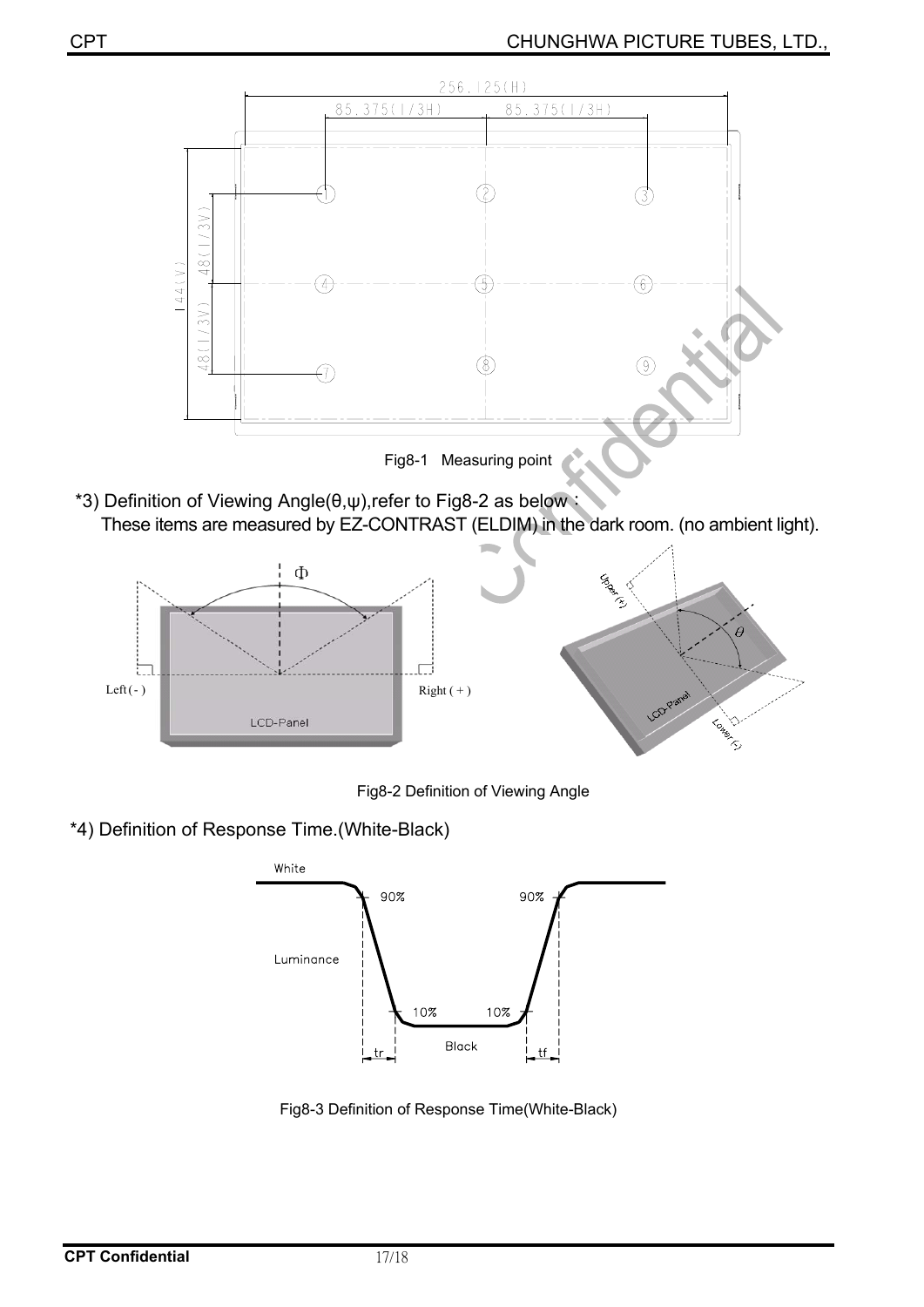Fig8-1 Measuring point

*3) Definition of Viewing Angle(θ,ψ),refer to Fig8-2 as below：

These items are measured by EZ-CONTRAST (ELDIM) in the dark room. (no ambient light).

Fig8-2 Definition of Viewing Angle

*4) Definition of Response Time.(White-Black)

Fig8-3 Definition of Response Time(White-Black)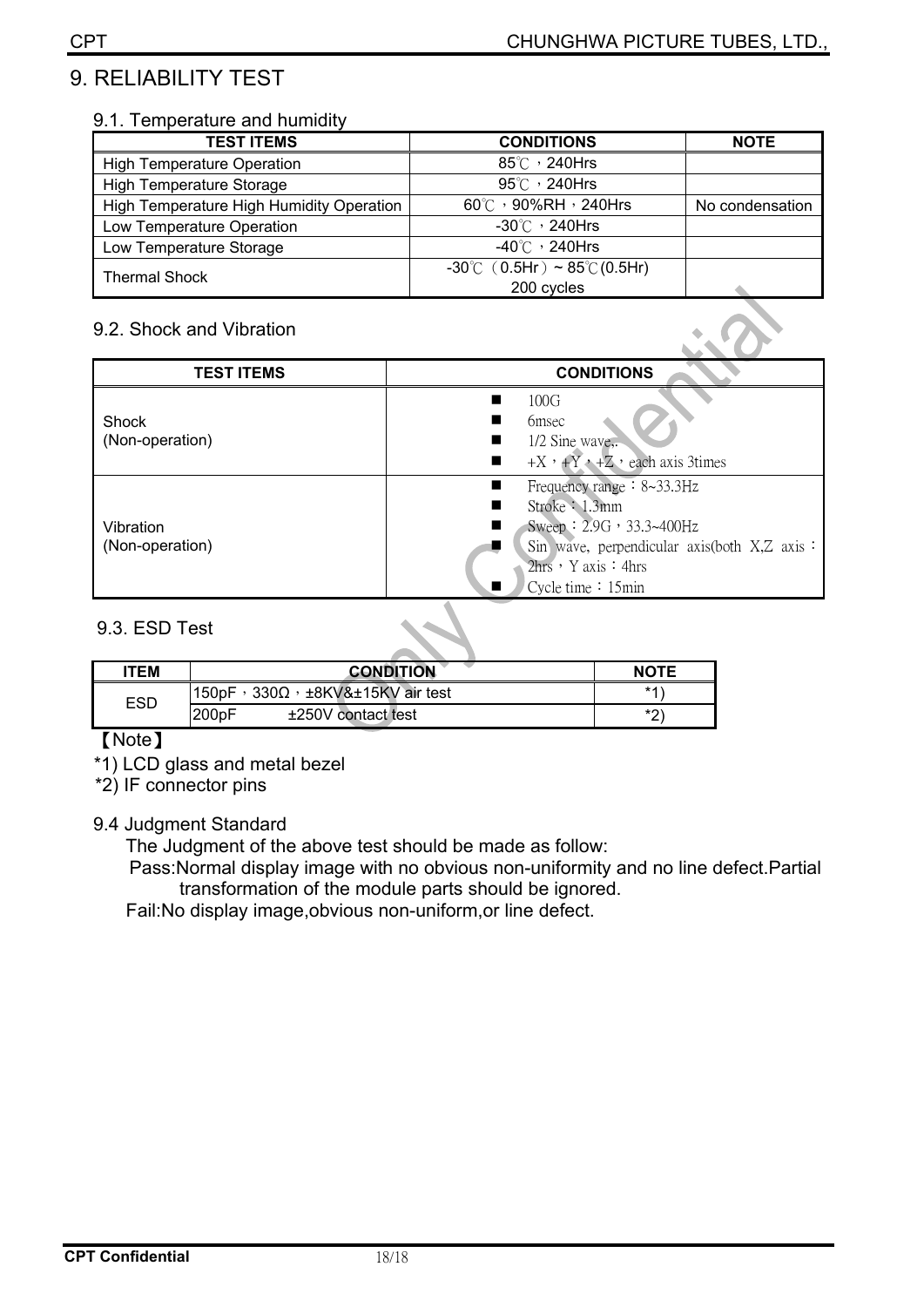# 9. RELIABILITY TEST

## 9.1. Temperature and humidity

| TEST ITEMS | CONDITIONS | NOTE |
|---|---|---|
| High Temperature Operation | 85℃，240Hrs | |
| High Temperature Storage | 95℃，240Hrs | |
| High Temperature High Humidity Operation | 60℃，90%RH，240Hrs | No condensation |
| Low Temperature Operation | -30℃，240Hrs | |
| Low Temperature Storage | -40℃，240Hrs | |
| Thermal Shock | -30℃（0.5Hr）~ 85℃(0.5Hr) 200 cycles | |

## 9.2. Shock and Vibration

| TEST ITEMS | CONDITIONS |
|---|---|
| Shock (Non-operation) | ■ 100G<br>■ 6msec<br>■ 1/2 Sine wave,.<br>■ +X，+Y，+Z，each axis 3times |
| Vibration (Non-operation) | ■ Frequency range：8~33.3Hz<br>■ Stroke：1.3mm<br>■ Sweep：2.9G，33.3~400Hz<br>■ Sin wave, perpendicular axis(both X,Z axis：2hrs，Y axis：4hrs<br>■ Cycle time：15min |

## 9.3. ESD Test

| ITEM | CONDITION | NOTE |
|---|---|---|
| ESD | 150pF，330Ω，±8KV&±15KV air test | *1) |
| | 200pF ±250V contact test | *2) |

【Note】

*1) LCD glass and metal bezel

*2) IF connector pins

## 9.4 Judgment Standard

The Judgment of the above test should be made as follow:

Pass:Normal display image with no obvious non-uniformity and no line defect.Partial transformation of the module parts should be ignored.

Fail:No display image,obvious non-uniform,or line defect.